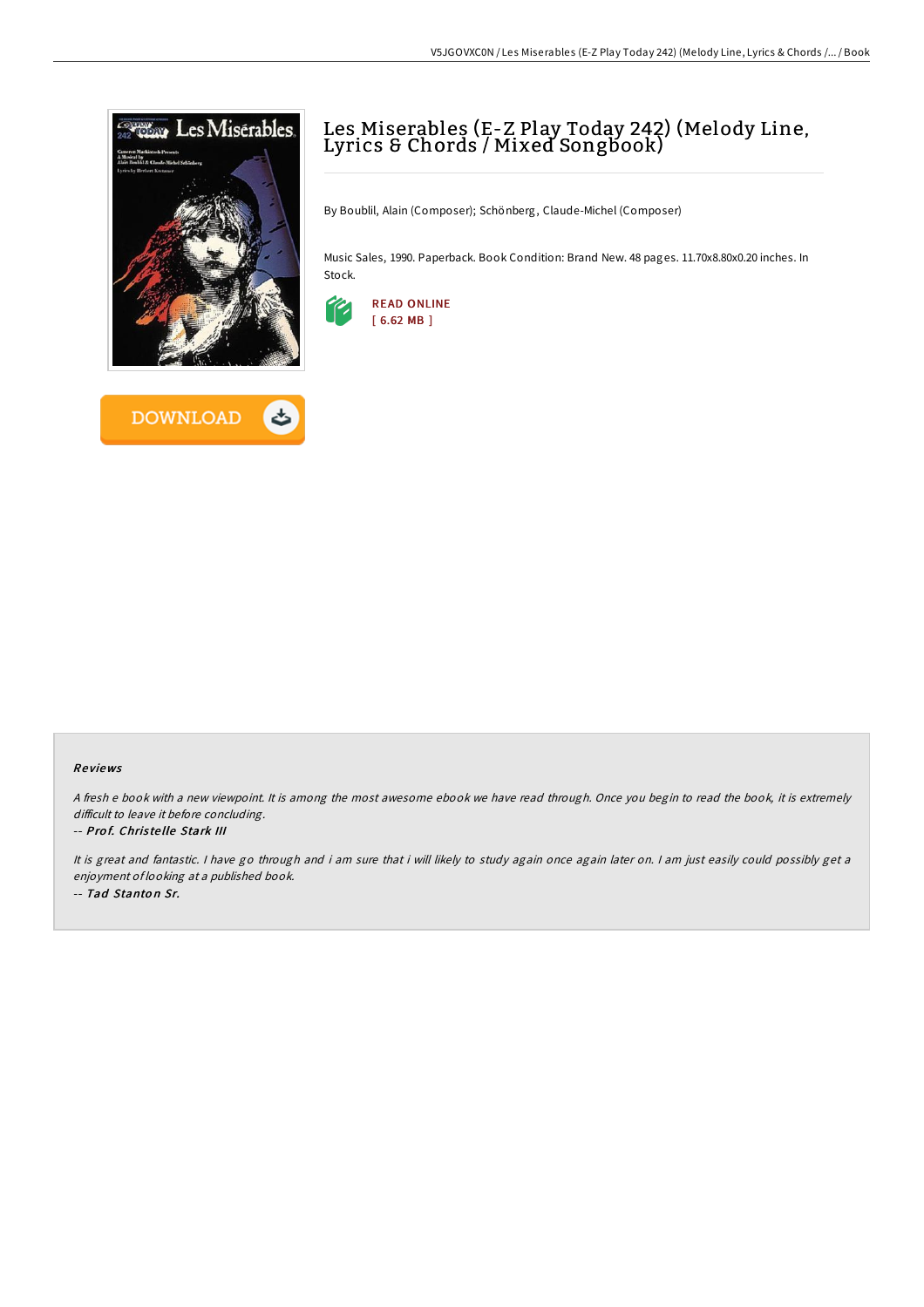# Les Miserables (E-Z Play Today 242) (Melody Line, Lyrics & Chords / Mixed Songbook)

By Boublil, Alain (Composer); Schönberg, Claude-Michel (Composer)

Music Sales, 1990. Paperback. Book Condition: Brand New. 48 pages. 11.70x8.80x0.20 inches. In Stock.

READ ONLINE
[ 6.62 MB ]

DOWNLOAD

### Reviews

*A fresh e book with a new viewpoint. It is among the most awesome ebook we have read through. Once you begin to read the book, it is extremely difficult to leave it before concluding.*

-- ***Prof. Christelle Stark III***

*It is great and fantastic. I have go through and i am sure that i will likely to study again once again later on. I am just easily could possibly get a enjoyment of looking at a published book.*

-- ***Tad Stanton Sr.***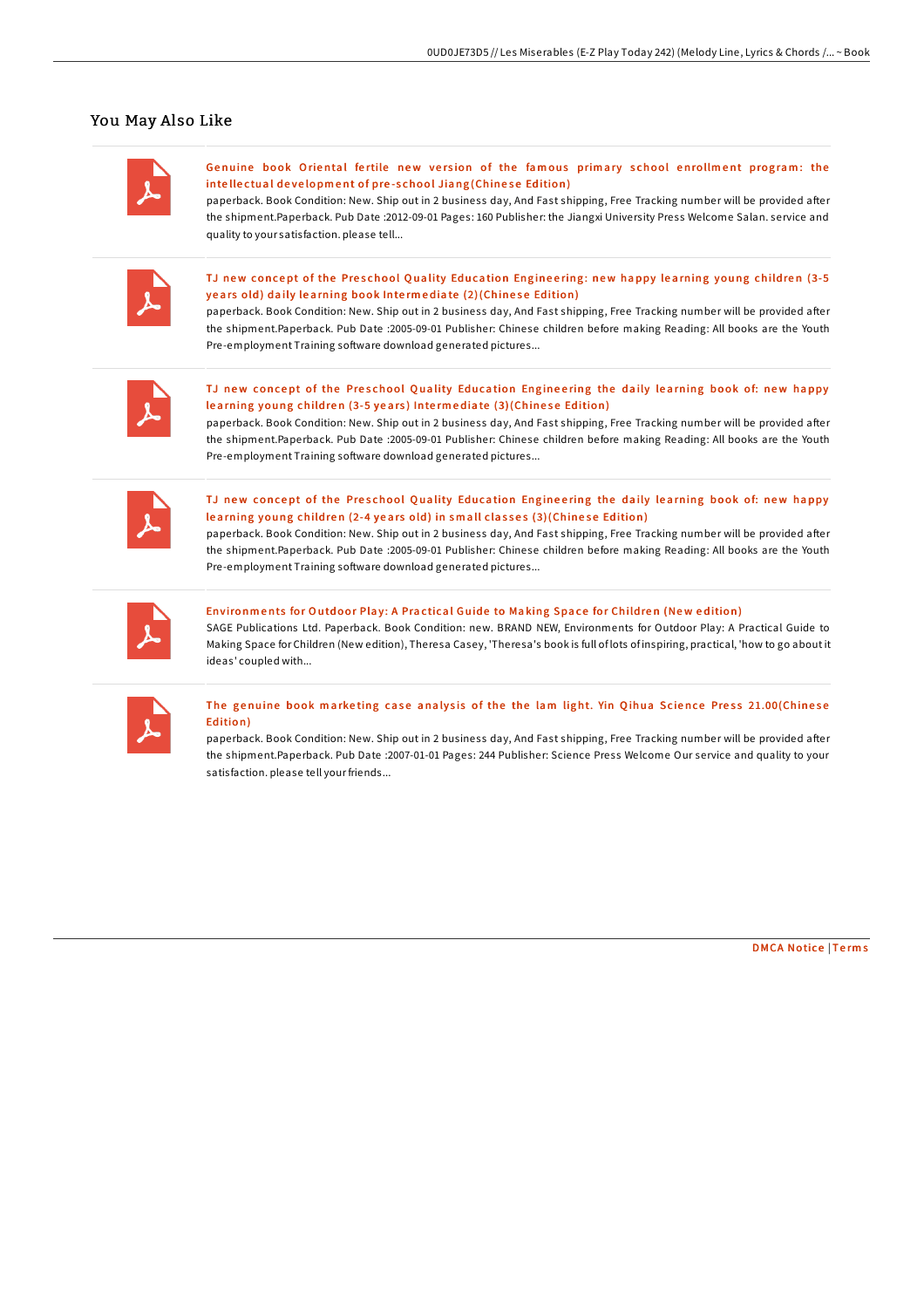## You May Also Like

**Genuine book Oriental fertile new version of the famous primary school enrollment program: the intellectual development of pre-school Jiang(Chinese Edition)**

paperback. Book Condition: New. Ship out in 2 business day, And Fast shipping, Free Tracking number will be provided after the shipment.Paperback. Pub Date :2012-09-01 Pages: 160 Publisher: the Jiangxi University Press Welcome Salan. service and quality to your satisfaction. please tell...

**TJ new concept of the Preschool Quality Education Engineering: new happy learning young children (3-5 years old) daily learning book Intermediate (2)(Chinese Edition)**

paperback. Book Condition: New. Ship out in 2 business day, And Fast shipping, Free Tracking number will be provided after the shipment.Paperback. Pub Date :2005-09-01 Publisher: Chinese children before making Reading: All books are the Youth Pre-employment Training software download generated pictures...

**TJ new concept of the Preschool Quality Education Engineering the daily learning book of: new happy learning young children (3-5 years) Intermediate (3)(Chinese Edition)**

paperback. Book Condition: New. Ship out in 2 business day, And Fast shipping, Free Tracking number will be provided after the shipment.Paperback. Pub Date :2005-09-01 Publisher: Chinese children before making Reading: All books are the Youth Pre-employment Training software download generated pictures...

**TJ new concept of the Preschool Quality Education Engineering the daily learning book of: new happy learning young children (2-4 years old) in small classes (3)(Chinese Edition)**

paperback. Book Condition: New. Ship out in 2 business day, And Fast shipping, Free Tracking number will be provided after the shipment.Paperback. Pub Date :2005-09-01 Publisher: Chinese children before making Reading: All books are the Youth Pre-employment Training software download generated pictures...

**Environments for Outdoor Play: A Practical Guide to Making Space for Children (New edition)**

SAGE Publications Ltd. Paperback. Book Condition: new. BRAND NEW, Environments for Outdoor Play: A Practical Guide to Making Space for Children (New edition), Theresa Casey, 'Theresa's book is full of lots of inspiring, practical, 'how to go about it ideas' coupled with...

**The genuine book marketing case analysis of the the lam light. Yin Qihua Science Press 21.00(Chinese Edition)**

paperback. Book Condition: New. Ship out in 2 business day, And Fast shipping, Free Tracking number will be provided after the shipment.Paperback. Pub Date :2007-01-01 Pages: 244 Publisher: Science Press Welcome Our service and quality to your satisfaction. please tell your friends...